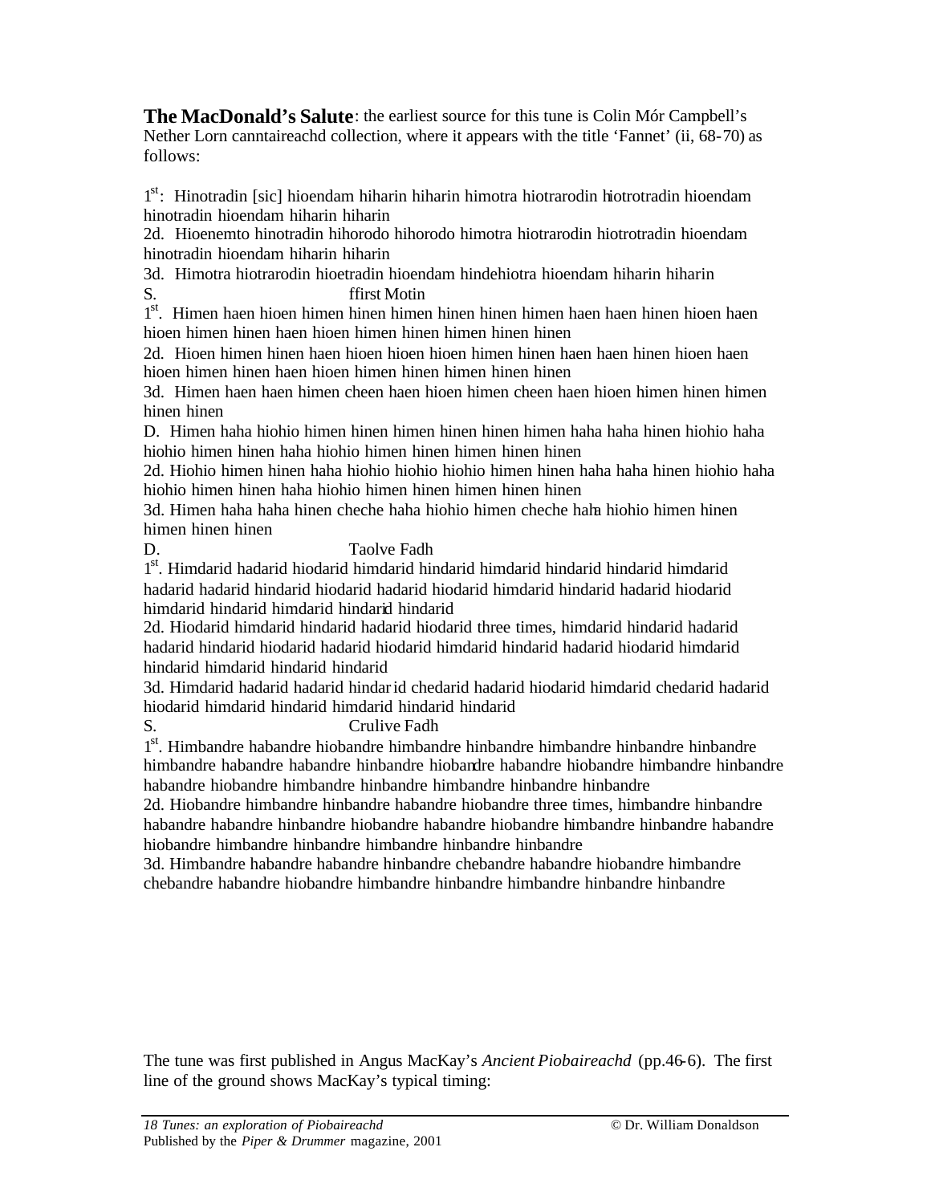**The MacDonald's Salute**: the earliest source for this tune is Colin Mór Campbell's Nether Lorn canntaireachd collection, where it appears with the title 'Fannet' (ii, 68-70) as follows:

1st: Hinotradin [sic] hioendam hiharin hiharin himotra hiotrarodin hiotrotradin hioendam hinotradin hioendam hiharin hiharin

2d. Hioenemto hinotradin hihorodo hihorodo himotra hiotrarodin hiotrotradin hioendam hinotradin hioendam hiharin hiharin

3d. Himotra hiotrarodin hioetradin hioendam hindehiotra hioendam hiharin hiharin

S. ffirst Motin

1st. Himen haen hioen himen hinen himen hinen hinen himen haen haen hinen hioen haen hioen himen hinen haen hioen himen hinen himen hinen hinen

2d. Hioen himen hinen haen hioen hioen hioen himen hinen haen haen hinen hioen haen hioen himen hinen haen hioen himen hinen himen hinen hinen

3d. Himen haen haen himen cheen haen hioen himen cheen haen hioen himen hinen himen hinen hinen

D. Himen haha hiohio himen hinen himen hinen hinen himen haha haha hinen hiohio haha hiohio himen hinen haha hiohio himen hinen himen hinen hinen

2d. Hiohio himen hinen haha hiohio hiohio hiohio himen hinen haha haha hinen hiohio haha hiohio himen hinen haha hiohio himen hinen himen hinen hinen

3d. Himen haha haha hinen cheche haha hiohio himen cheche haha hiohio himen hinen himen hinen hinen

D. Taolve Fadh

1st. Himdarid hadarid hiodarid himdarid hindarid himdarid hindarid hindarid himdarid hadarid hadarid hindarid hiodarid hadarid hiodarid himdarid hindarid hadarid hiodarid himdarid hindarid himdarid hindarid hindarid

2d. Hiodarid himdarid hindarid hadarid hiodarid three times, himdarid hindarid hadarid hadarid hindarid hiodarid hadarid hiodarid himdarid hindarid hadarid hiodarid himdarid hindarid himdarid hindarid hindarid

3d. Himdarid hadarid hadarid hindarid chedarid hadarid hiodarid himdarid chedarid hadarid hiodarid himdarid hindarid himdarid hindarid hindarid

S. Crulive Fadh

1st. Himbandre habandre hiobandre himbandre hinbandre himbandre hinbandre hinbandre himbandre habandre habandre hinbandre hiobandre habandre hiobandre himbandre hinbandre habandre hiobandre himbandre hinbandre himbandre hinbandre hinbandre

2d. Hiobandre himbandre hinbandre habandre hiobandre three times, himbandre hinbandre habandre habandre hinbandre hiobandre habandre hiobandre himbandre hinbandre habandre hiobandre himbandre hinbandre himbandre hinbandre hinbandre

3d. Himbandre habandre habandre hinbandre chebandre habandre hiobandre himbandre chebandre habandre hiobandre himbandre hinbandre himbandre hinbandre hinbandre

The tune was first published in Angus MacKay's *Ancient Piobaireachd* (pp.46-6). The first line of the ground shows MacKay's typical timing: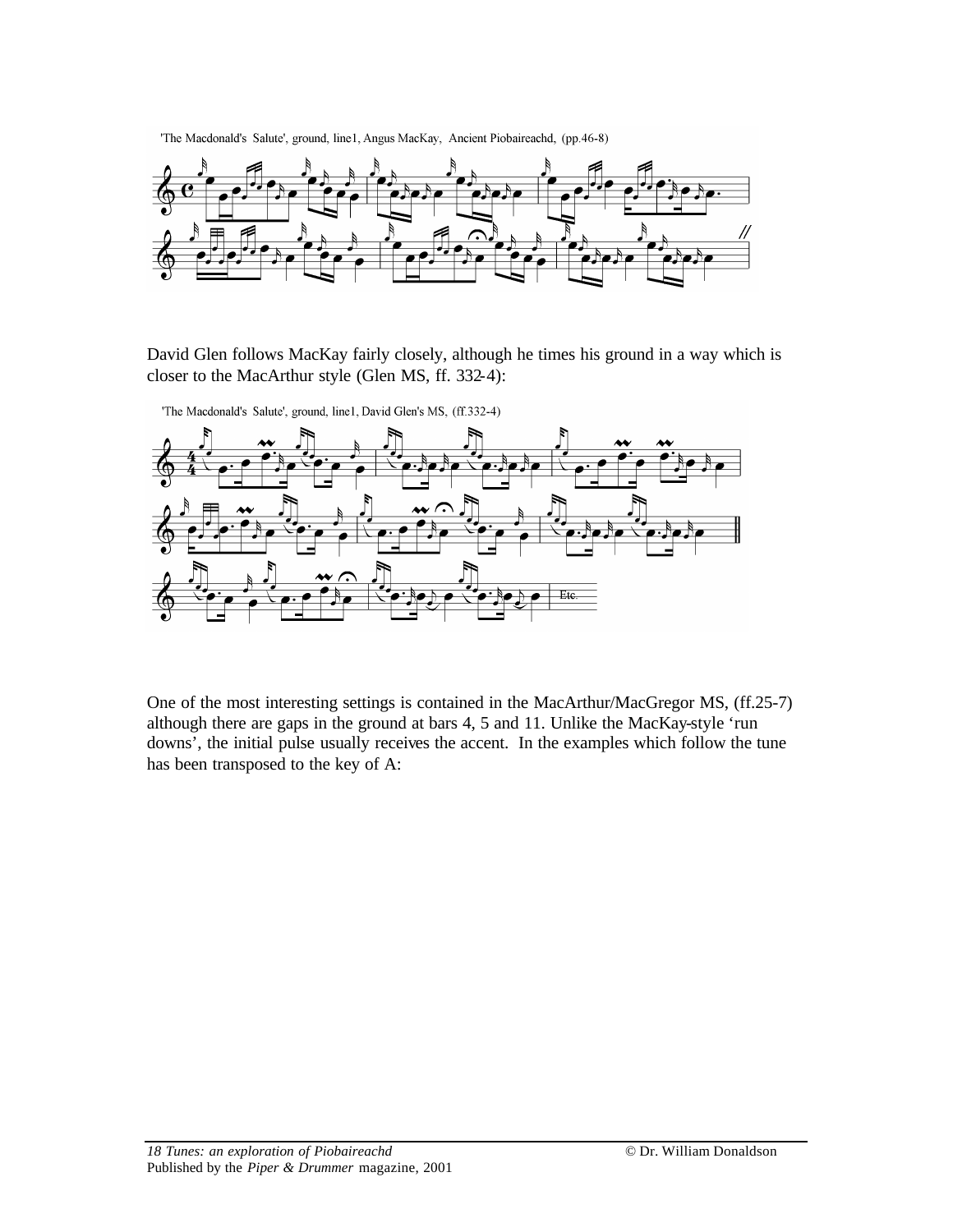'The Macdonald's Salute', ground, line1, Angus MacKay, Ancient Piobaireachd, (pp.46-8)

David Glen follows MacKay fairly closely, although he times his ground in a way which is closer to the MacArthur style (Glen MS, ff. 332-4):

'The Macdonald's Salute', ground, line1, David Glen's MS, (ff.332-4)

One of the most interesting settings is contained in the MacArthur/MacGregor MS, (ff.25-7) although there are gaps in the ground at bars 4, 5 and 11. Unlike the MacKay-style 'run downs', the initial pulse usually receives the accent. In the examples which follow the tune has been transposed to the key of A: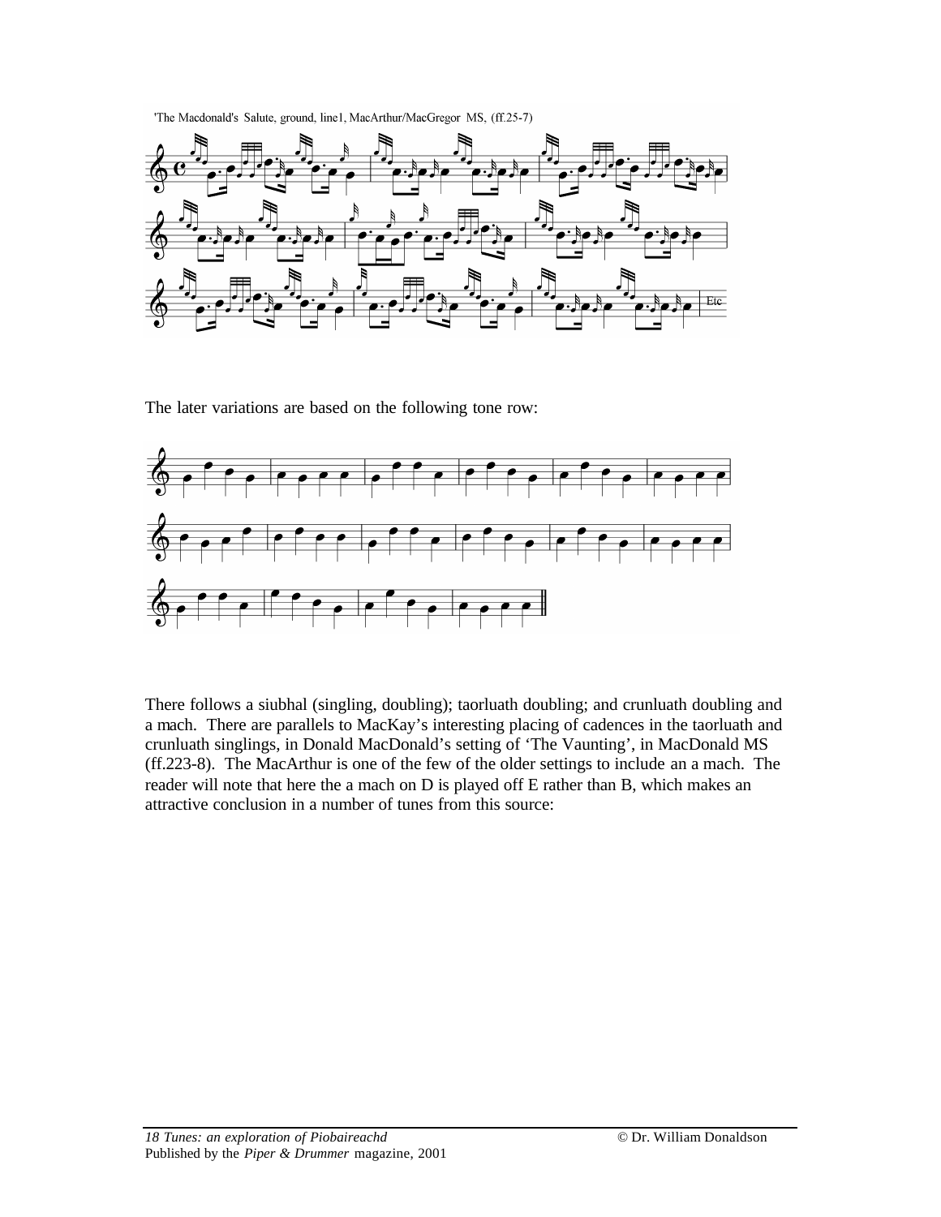'The Macdonald's Salute, ground, line1, MacArthur/MacGregor MS, (ff.25-7)

The later variations are based on the following tone row:

There follows a siubhal (singling, doubling); taorluath doubling; and crunluath doubling and a mach. There are parallels to MacKay's interesting placing of cadences in the taorluath and crunluath singlings, in Donald MacDonald's setting of 'The Vaunting', in MacDonald MS (ff.223-8). The MacArthur is one of the few of the older settings to include an a mach. The reader will note that here the a mach on D is played off E rather than B, which makes an attractive conclusion in a number of tunes from this source: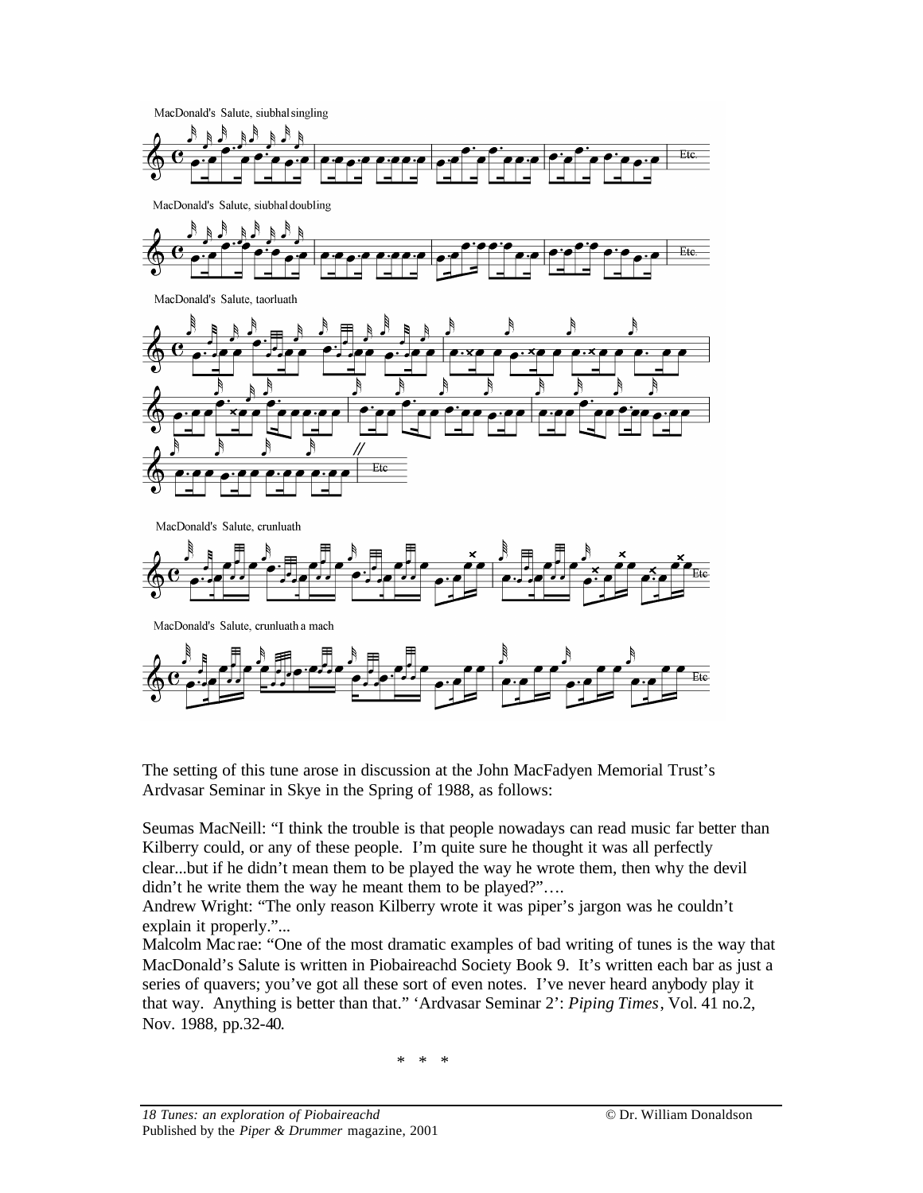MacDonald's Salute, siubhal singling

Etc.

MacDonald's Salute, siubhal doubling

Etc.

MacDonald's Salute, taorluath

Etc

MacDonald's Salute, crunluath

Etc

MacDonald's Salute, crunluath a mach

Etc

The setting of this tune arose in discussion at the John MacFadyen Memorial Trust's Ardvasar Seminar in Skye in the Spring of 1988, as follows:

Seumas MacNeill: "I think the trouble is that people nowadays can read music far better than Kilberry could, or any of these people. I'm quite sure he thought it was all perfectly clear...but if he didn't mean them to be played the way he wrote them, then why the devil didn't he write them the way he meant them to be played?"….
Andrew Wright: "The only reason Kilberry wrote it was piper's jargon was he couldn't explain it properly."...
Malcolm Macrae: "One of the most dramatic examples of bad writing of tunes is the way that MacDonald's Salute is written in Piobaireachd Society Book 9. It's written each bar as just a series of quavers; you've got all these sort of even notes. I've never heard anybody play it that way. Anything is better than that." 'Ardvasar Seminar 2': *Piping Times*, Vol. 41 no.2, Nov. 1988, pp.32-40.

\* \* \*